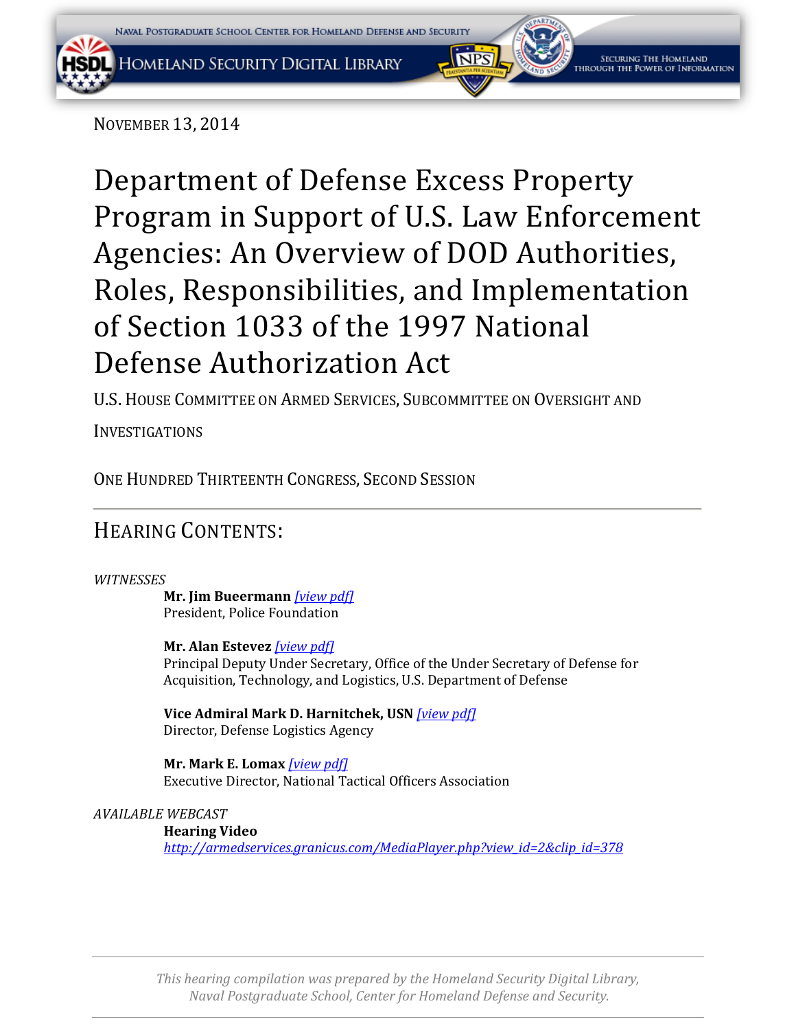NOVEMBER 13, 2014

# Department of Defense Excess Property Program in Support of U.S. Law Enforcement Agencies: An Overview of DOD Authorities, Roles, Responsibilities, and Implementation of Section 1033 of the 1997 National Defense Authorization Act

U.S. HOUSE COMMITTEE ON ARMED SERVICES, SUBCOMMITTEE ON OVERSIGHT AND INVESTIGATIONS

ONE HUNDRED THIRTEENTH CONGRESS, SECOND SESSION

---

## HEARING CONTENTS:

*WITNESSES*

**Mr. Jim Bueermann** *[view pdf]*
President, Police Foundation

**Mr. Alan Estevez** *[view pdf]*
Principal Deputy Under Secretary, Office of the Under Secretary of Defense for Acquisition, Technology, and Logistics, U.S. Department of Defense

**Vice Admiral Mark D. Harnitchek, USN** *[view pdf]*
Director, Defense Logistics Agency

**Mr. Mark E. Lomax** *[view pdf]*
Executive Director, National Tactical Officers Association

*AVAILABLE WEBCAST*

**Hearing Video**
*http://armedservices.granicus.com/MediaPlayer.php?view_id=2&clip_id=378*

---

*This hearing compilation was prepared by the Homeland Security Digital Library, Naval Postgraduate School, Center for Homeland Defense and Security.*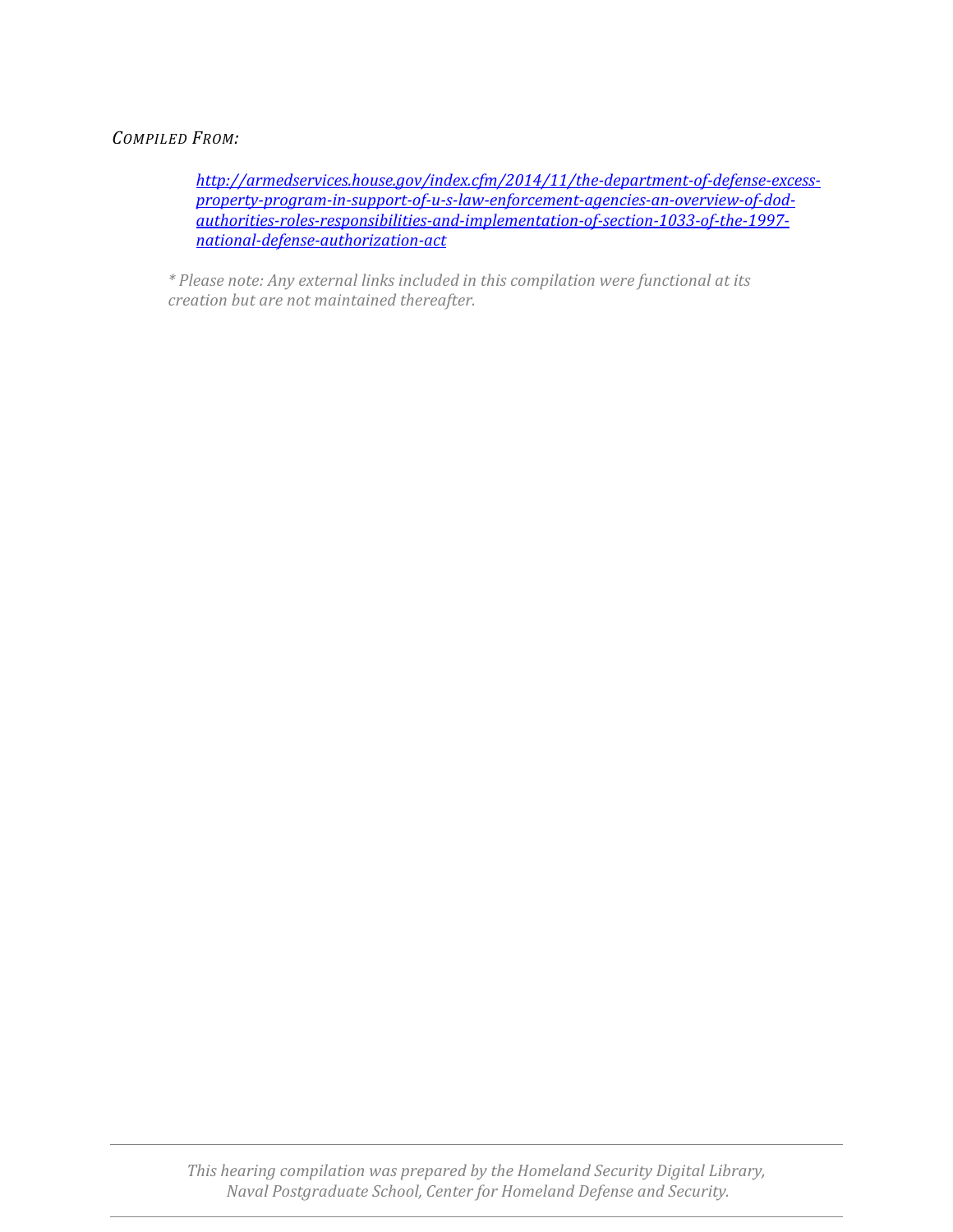*COMPILED FROM:*

[http://armedservices.house.gov/index.cfm/2014/11/the-department-of-defense-excess-property-program-in-support-of-u-s-law-enforcement-agencies-an-overview-of-dod-authorities-roles-responsibilities-and-implementation-of-section-1033-of-the-1997-national-defense-authorization-act](http://armedservices.house.gov/index.cfm/2014/11/the-department-of-defense-excess-property-program-in-support-of-u-s-law-enforcement-agencies-an-overview-of-dod-authorities-roles-responsibilities-and-implementation-of-section-1033-of-the-1997-national-defense-authorization-act)

*\* Please note: Any external links included in this compilation were functional at its creation but are not maintained thereafter.*

*This hearing compilation was prepared by the Homeland Security Digital Library, Naval Postgraduate School, Center for Homeland Defense and Security.*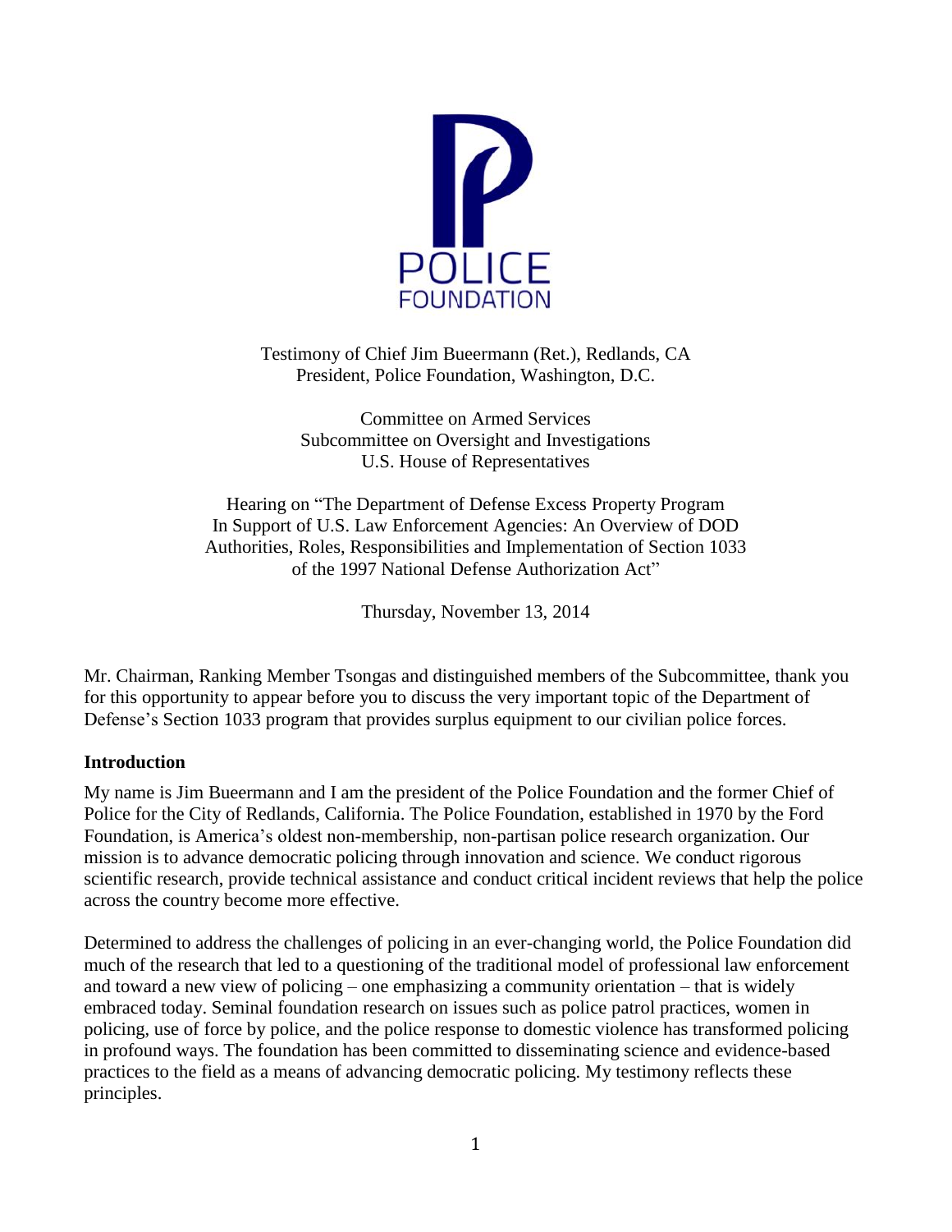POLICE FOUNDATION

Testimony of Chief Jim Bueermann (Ret.), Redlands, CA
President, Police Foundation, Washington, D.C.

Committee on Armed Services
Subcommittee on Oversight and Investigations
U.S. House of Representatives

Hearing on "The Department of Defense Excess Property Program In Support of U.S. Law Enforcement Agencies: An Overview of DOD Authorities, Roles, Responsibilities and Implementation of Section 1033 of the 1997 National Defense Authorization Act"

Thursday, November 13, 2014

Mr. Chairman, Ranking Member Tsongas and distinguished members of the Subcommittee, thank you for this opportunity to appear before you to discuss the very important topic of the Department of Defense's Section 1033 program that provides surplus equipment to our civilian police forces.

## Introduction

My name is Jim Bueermann and I am the president of the Police Foundation and the former Chief of Police for the City of Redlands, California. The Police Foundation, established in 1970 by the Ford Foundation, is America's oldest non-membership, non-partisan police research organization. Our mission is to advance democratic policing through innovation and science. We conduct rigorous scientific research, provide technical assistance and conduct critical incident reviews that help the police across the country become more effective.

Determined to address the challenges of policing in an ever-changing world, the Police Foundation did much of the research that led to a questioning of the traditional model of professional law enforcement and toward a new view of policing – one emphasizing a community orientation – that is widely embraced today. Seminal foundation research on issues such as police patrol practices, women in policing, use of force by police, and the police response to domestic violence has transformed policing in profound ways. The foundation has been committed to disseminating science and evidence-based practices to the field as a means of advancing democratic policing. My testimony reflects these principles.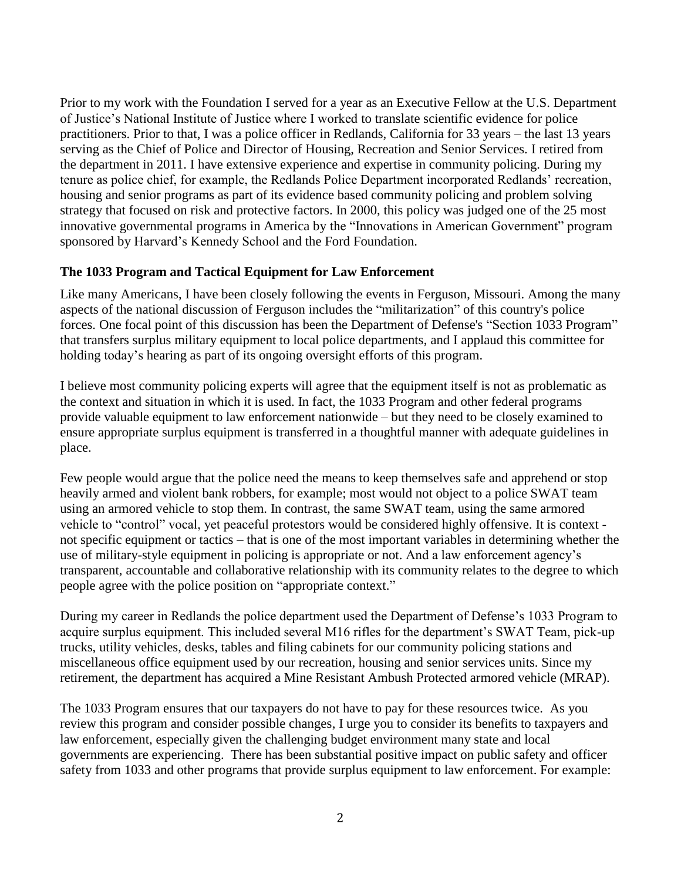Prior to my work with the Foundation I served for a year as an Executive Fellow at the U.S. Department of Justice's National Institute of Justice where I worked to translate scientific evidence for police practitioners. Prior to that, I was a police officer in Redlands, California for 33 years – the last 13 years serving as the Chief of Police and Director of Housing, Recreation and Senior Services. I retired from the department in 2011. I have extensive experience and expertise in community policing. During my tenure as police chief, for example, the Redlands Police Department incorporated Redlands' recreation, housing and senior programs as part of its evidence based community policing and problem solving strategy that focused on risk and protective factors. In 2000, this policy was judged one of the 25 most innovative governmental programs in America by the "Innovations in American Government" program sponsored by Harvard's Kennedy School and the Ford Foundation.

**The 1033 Program and Tactical Equipment for Law Enforcement**

Like many Americans, I have been closely following the events in Ferguson, Missouri. Among the many aspects of the national discussion of Ferguson includes the "militarization" of this country's police forces. One focal point of this discussion has been the Department of Defense's "Section 1033 Program" that transfers surplus military equipment to local police departments, and I applaud this committee for holding today's hearing as part of its ongoing oversight efforts of this program.

I believe most community policing experts will agree that the equipment itself is not as problematic as the context and situation in which it is used. In fact, the 1033 Program and other federal programs provide valuable equipment to law enforcement nationwide – but they need to be closely examined to ensure appropriate surplus equipment is transferred in a thoughtful manner with adequate guidelines in place.

Few people would argue that the police need the means to keep themselves safe and apprehend or stop heavily armed and violent bank robbers, for example; most would not object to a police SWAT team using an armored vehicle to stop them. In contrast, the same SWAT team, using the same armored vehicle to "control" vocal, yet peaceful protestors would be considered highly offensive. It is context - not specific equipment or tactics – that is one of the most important variables in determining whether the use of military-style equipment in policing is appropriate or not. And a law enforcement agency's transparent, accountable and collaborative relationship with its community relates to the degree to which people agree with the police position on "appropriate context."

During my career in Redlands the police department used the Department of Defense's 1033 Program to acquire surplus equipment. This included several M16 rifles for the department's SWAT Team, pick-up trucks, utility vehicles, desks, tables and filing cabinets for our community policing stations and miscellaneous office equipment used by our recreation, housing and senior services units. Since my retirement, the department has acquired a Mine Resistant Ambush Protected armored vehicle (MRAP).

The 1033 Program ensures that our taxpayers do not have to pay for these resources twice. As you review this program and consider possible changes, I urge you to consider its benefits to taxpayers and law enforcement, especially given the challenging budget environment many state and local governments are experiencing. There has been substantial positive impact on public safety and officer safety from 1033 and other programs that provide surplus equipment to law enforcement. For example: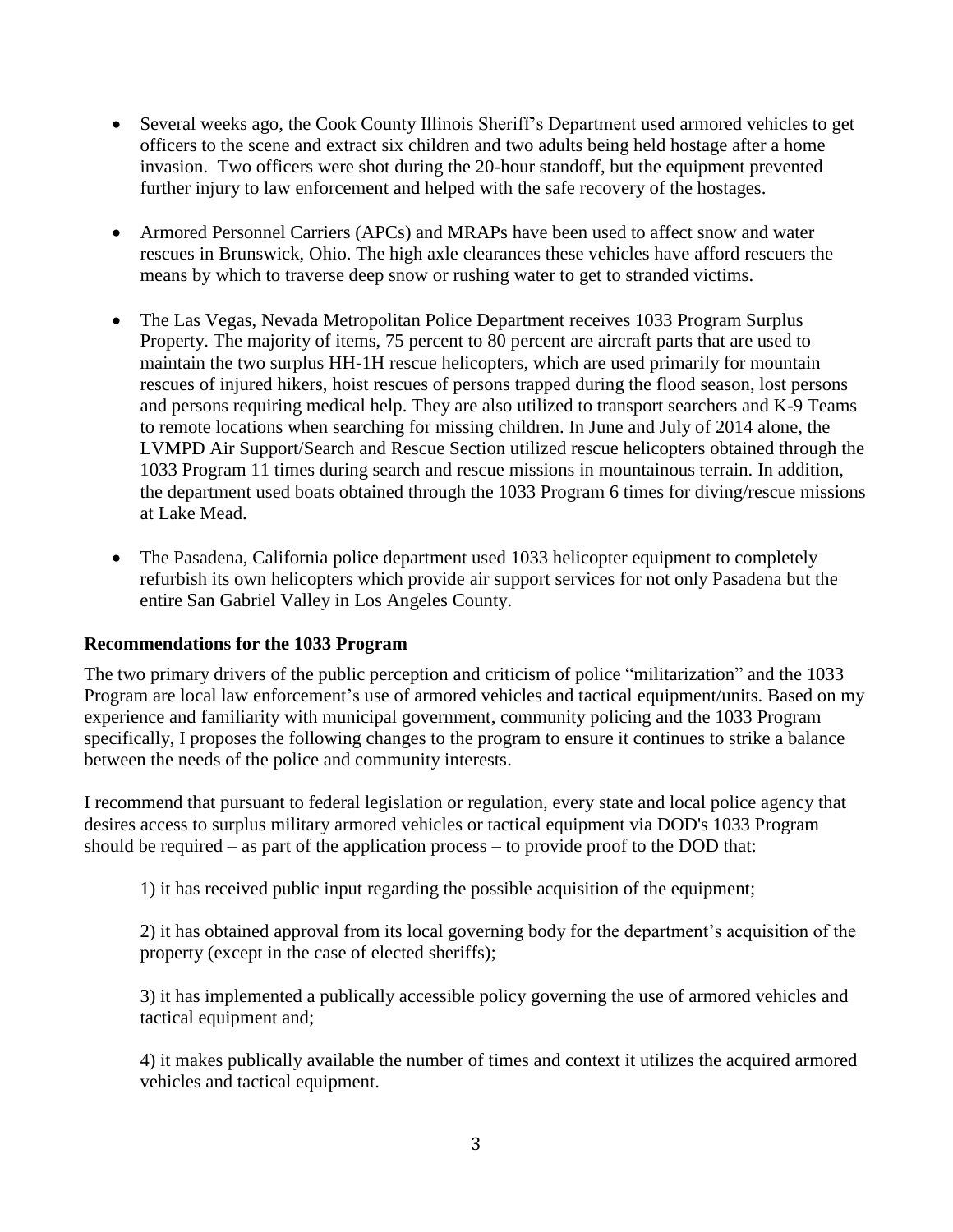- Several weeks ago, the Cook County Illinois Sheriff's Department used armored vehicles to get officers to the scene and extract six children and two adults being held hostage after a home invasion. Two officers were shot during the 20-hour standoff, but the equipment prevented further injury to law enforcement and helped with the safe recovery of the hostages.

- Armored Personnel Carriers (APCs) and MRAPs have been used to affect snow and water rescues in Brunswick, Ohio. The high axle clearances these vehicles have afford rescuers the means by which to traverse deep snow or rushing water to get to stranded victims.

- The Las Vegas, Nevada Metropolitan Police Department receives 1033 Program Surplus Property. The majority of items, 75 percent to 80 percent are aircraft parts that are used to maintain the two surplus HH-1H rescue helicopters, which are used primarily for mountain rescues of injured hikers, hoist rescues of persons trapped during the flood season, lost persons and persons requiring medical help. They are also utilized to transport searchers and K-9 Teams to remote locations when searching for missing children. In June and July of 2014 alone, the LVMPD Air Support/Search and Rescue Section utilized rescue helicopters obtained through the 1033 Program 11 times during search and rescue missions in mountainous terrain. In addition, the department used boats obtained through the 1033 Program 6 times for diving/rescue missions at Lake Mead.

- The Pasadena, California police department used 1033 helicopter equipment to completely refurbish its own helicopters which provide air support services for not only Pasadena but the entire San Gabriel Valley in Los Angeles County.

**Recommendations for the 1033 Program**

The two primary drivers of the public perception and criticism of police "militarization" and the 1033 Program are local law enforcement's use of armored vehicles and tactical equipment/units. Based on my experience and familiarity with municipal government, community policing and the 1033 Program specifically, I proposes the following changes to the program to ensure it continues to strike a balance between the needs of the police and community interests.

I recommend that pursuant to federal legislation or regulation, every state and local police agency that desires access to surplus military armored vehicles or tactical equipment via DOD's 1033 Program should be required – as part of the application process – to provide proof to the DOD that:

1) it has received public input regarding the possible acquisition of the equipment;

2) it has obtained approval from its local governing body for the department's acquisition of the property (except in the case of elected sheriffs);

3) it has implemented a publically accessible policy governing the use of armored vehicles and tactical equipment and;

4) it makes publically available the number of times and context it utilizes the acquired armored vehicles and tactical equipment.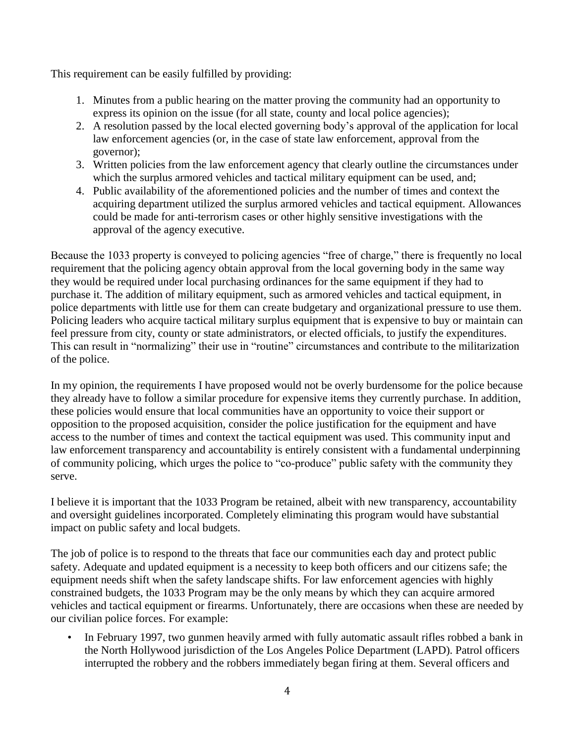This requirement can be easily fulfilled by providing:

1. Minutes from a public hearing on the matter proving the community had an opportunity to express its opinion on the issue (for all state, county and local police agencies);
2. A resolution passed by the local elected governing body's approval of the application for local law enforcement agencies (or, in the case of state law enforcement, approval from the governor);
3. Written policies from the law enforcement agency that clearly outline the circumstances under which the surplus armored vehicles and tactical military equipment can be used, and;
4. Public availability of the aforementioned policies and the number of times and context the acquiring department utilized the surplus armored vehicles and tactical equipment. Allowances could be made for anti-terrorism cases or other highly sensitive investigations with the approval of the agency executive.

Because the 1033 property is conveyed to policing agencies "free of charge," there is frequently no local requirement that the policing agency obtain approval from the local governing body in the same way they would be required under local purchasing ordinances for the same equipment if they had to purchase it. The addition of military equipment, such as armored vehicles and tactical equipment, in police departments with little use for them can create budgetary and organizational pressure to use them. Policing leaders who acquire tactical military surplus equipment that is expensive to buy or maintain can feel pressure from city, county or state administrators, or elected officials, to justify the expenditures. This can result in "normalizing" their use in "routine" circumstances and contribute to the militarization of the police.

In my opinion, the requirements I have proposed would not be overly burdensome for the police because they already have to follow a similar procedure for expensive items they currently purchase. In addition, these policies would ensure that local communities have an opportunity to voice their support or opposition to the proposed acquisition, consider the police justification for the equipment and have access to the number of times and context the tactical equipment was used. This community input and law enforcement transparency and accountability is entirely consistent with a fundamental underpinning of community policing, which urges the police to "co-produce" public safety with the community they serve.

I believe it is important that the 1033 Program be retained, albeit with new transparency, accountability and oversight guidelines incorporated. Completely eliminating this program would have substantial impact on public safety and local budgets.

The job of police is to respond to the threats that face our communities each day and protect public safety. Adequate and updated equipment is a necessity to keep both officers and our citizens safe; the equipment needs shift when the safety landscape shifts. For law enforcement agencies with highly constrained budgets, the 1033 Program may be the only means by which they can acquire armored vehicles and tactical equipment or firearms. Unfortunately, there are occasions when these are needed by our civilian police forces. For example:

- In February 1997, two gunmen heavily armed with fully automatic assault rifles robbed a bank in the North Hollywood jurisdiction of the Los Angeles Police Department (LAPD). Patrol officers interrupted the robbery and the robbers immediately began firing at them. Several officers and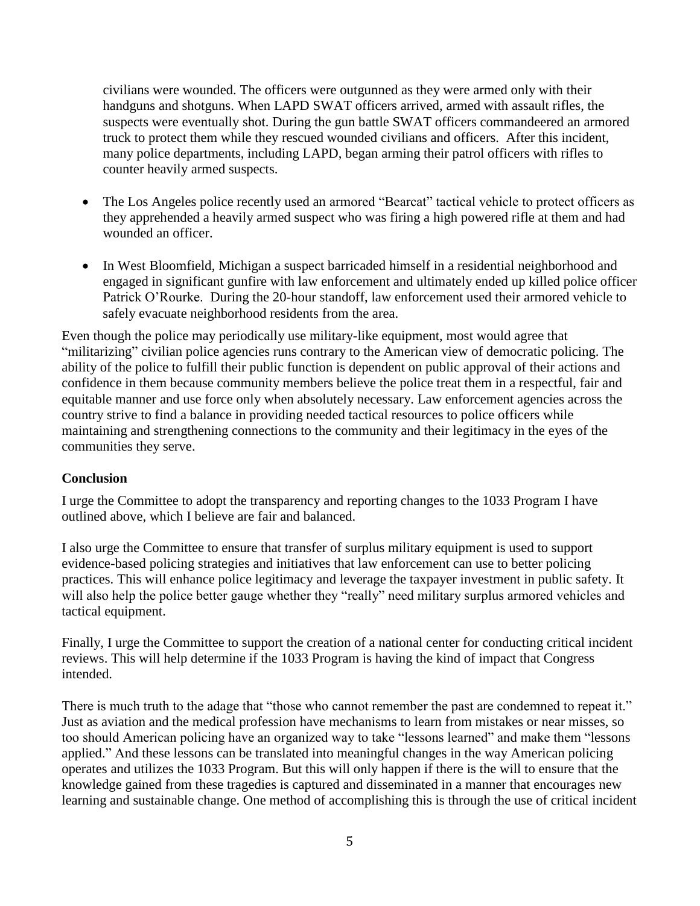civilians were wounded. The officers were outgunned as they were armed only with their handguns and shotguns. When LAPD SWAT officers arrived, armed with assault rifles, the suspects were eventually shot. During the gun battle SWAT officers commandeered an armored truck to protect them while they rescued wounded civilians and officers. After this incident, many police departments, including LAPD, began arming their patrol officers with rifles to counter heavily armed suspects.

- The Los Angeles police recently used an armored "Bearcat" tactical vehicle to protect officers as they apprehended a heavily armed suspect who was firing a high powered rifle at them and had wounded an officer.
- In West Bloomfield, Michigan a suspect barricaded himself in a residential neighborhood and engaged in significant gunfire with law enforcement and ultimately ended up killed police officer Patrick O'Rourke. During the 20-hour standoff, law enforcement used their armored vehicle to safely evacuate neighborhood residents from the area.

Even though the police may periodically use military-like equipment, most would agree that "militarizing" civilian police agencies runs contrary to the American view of democratic policing. The ability of the police to fulfill their public function is dependent on public approval of their actions and confidence in them because community members believe the police treat them in a respectful, fair and equitable manner and use force only when absolutely necessary. Law enforcement agencies across the country strive to find a balance in providing needed tactical resources to police officers while maintaining and strengthening connections to the community and their legitimacy in the eyes of the communities they serve.

**Conclusion**

I urge the Committee to adopt the transparency and reporting changes to the 1033 Program I have outlined above, which I believe are fair and balanced.

I also urge the Committee to ensure that transfer of surplus military equipment is used to support evidence-based policing strategies and initiatives that law enforcement can use to better policing practices. This will enhance police legitimacy and leverage the taxpayer investment in public safety. It will also help the police better gauge whether they "really" need military surplus armored vehicles and tactical equipment.

Finally, I urge the Committee to support the creation of a national center for conducting critical incident reviews. This will help determine if the 1033 Program is having the kind of impact that Congress intended.

There is much truth to the adage that "those who cannot remember the past are condemned to repeat it." Just as aviation and the medical profession have mechanisms to learn from mistakes or near misses, so too should American policing have an organized way to take "lessons learned" and make them "lessons applied." And these lessons can be translated into meaningful changes in the way American policing operates and utilizes the 1033 Program. But this will only happen if there is the will to ensure that the knowledge gained from these tragedies is captured and disseminated in a manner that encourages new learning and sustainable change. One method of accomplishing this is through the use of critical incident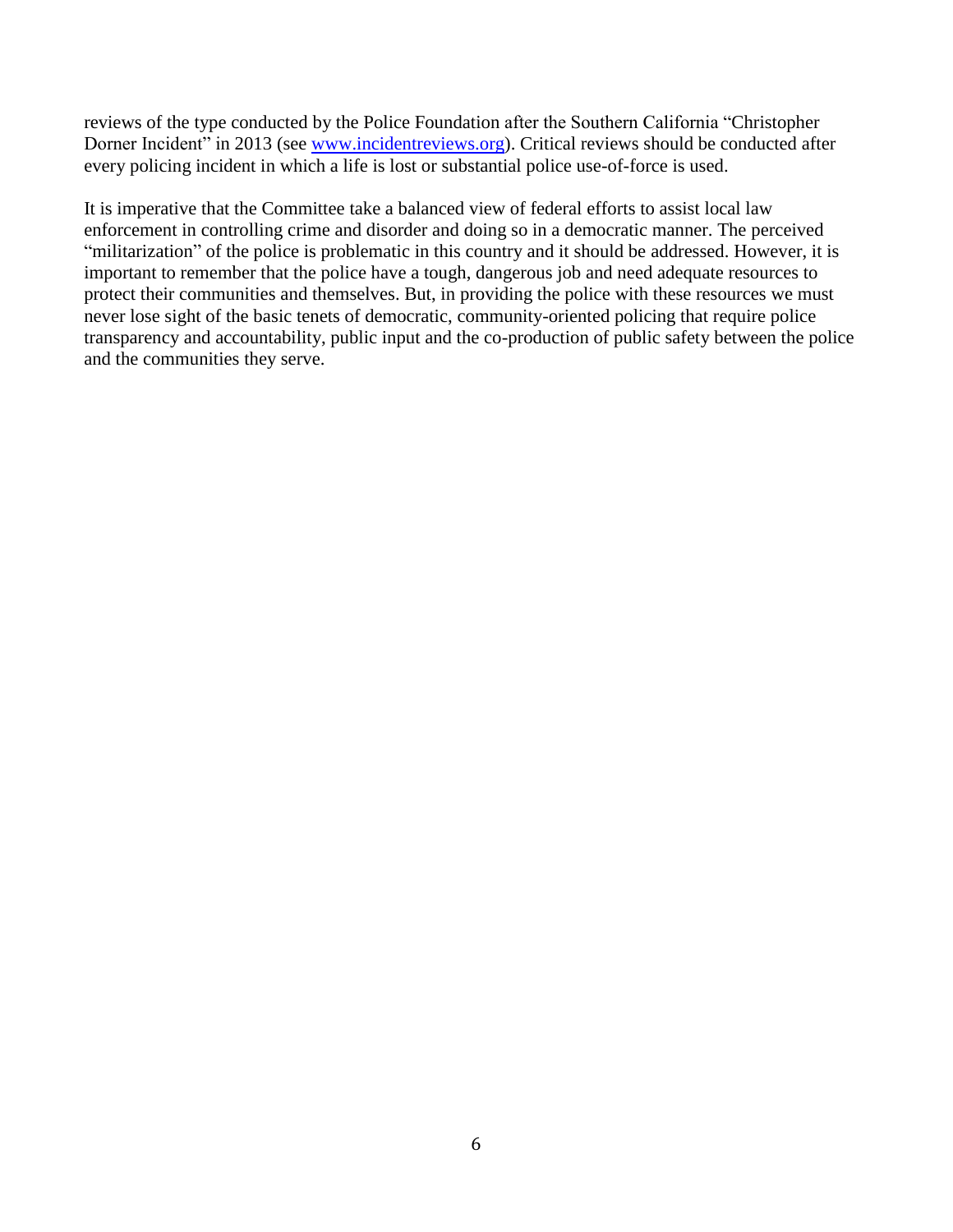reviews of the type conducted by the Police Foundation after the Southern California "Christopher Dorner Incident" in 2013 (see [www.incidentreviews.org](http://www.incidentreviews.org)). Critical reviews should be conducted after every policing incident in which a life is lost or substantial police use-of-force is used.

It is imperative that the Committee take a balanced view of federal efforts to assist local law enforcement in controlling crime and disorder and doing so in a democratic manner. The perceived "militarization" of the police is problematic in this country and it should be addressed. However, it is important to remember that the police have a tough, dangerous job and need adequate resources to protect their communities and themselves. But, in providing the police with these resources we must never lose sight of the basic tenets of democratic, community-oriented policing that require police transparency and accountability, public input and the co-production of public safety between the police and the communities they serve.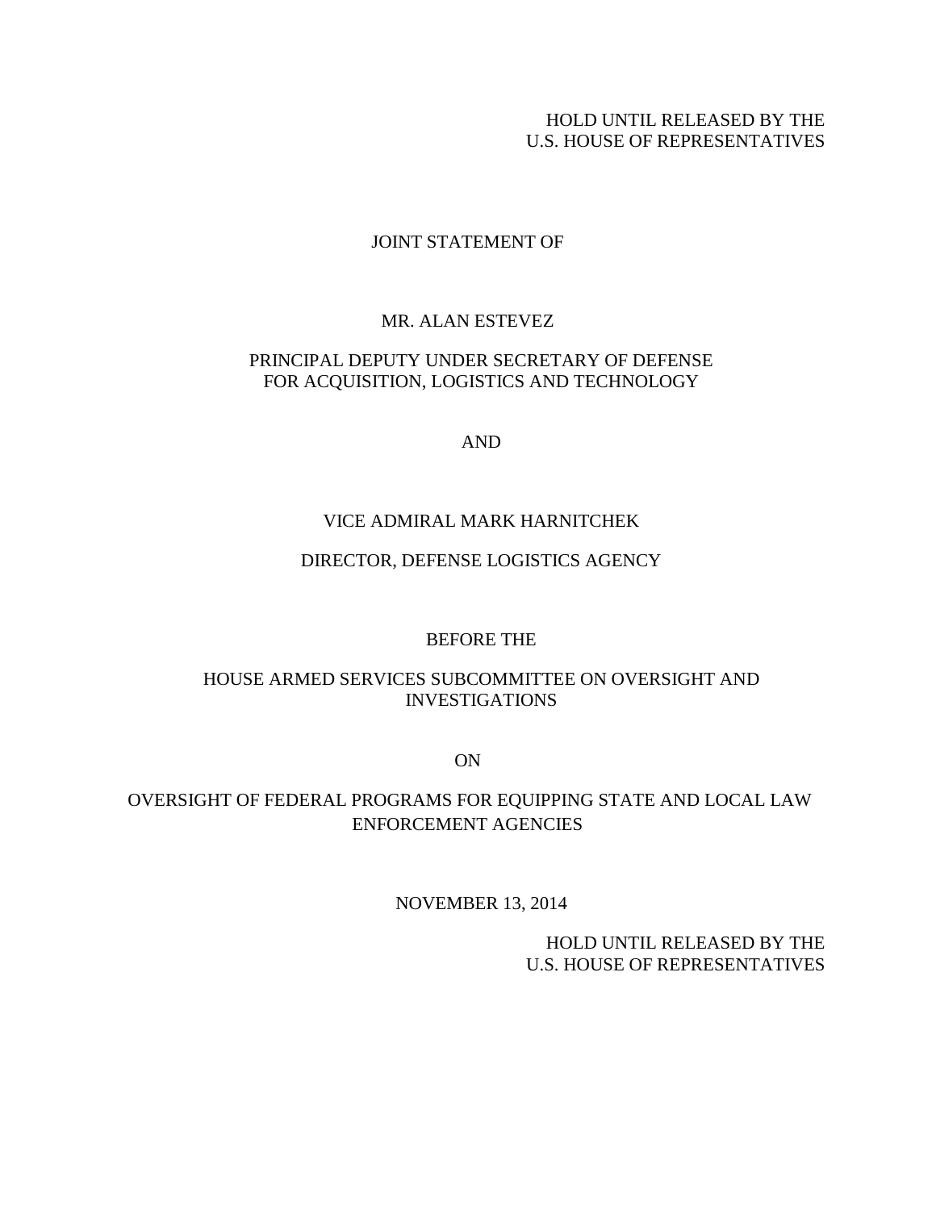HOLD UNTIL RELEASED BY THE
U.S. HOUSE OF REPRESENTATIVES

JOINT STATEMENT OF

MR. ALAN ESTEVEZ

PRINCIPAL DEPUTY UNDER SECRETARY OF DEFENSE
FOR ACQUISITION, LOGISTICS AND TECHNOLOGY

AND

VICE ADMIRAL MARK HARNITCHEK

DIRECTOR, DEFENSE LOGISTICS AGENCY

BEFORE THE

HOUSE ARMED SERVICES SUBCOMMITTEE ON OVERSIGHT AND INVESTIGATIONS

ON

OVERSIGHT OF FEDERAL PROGRAMS FOR EQUIPPING STATE AND LOCAL LAW ENFORCEMENT AGENCIES

NOVEMBER 13, 2014

HOLD UNTIL RELEASED BY THE
U.S. HOUSE OF REPRESENTATIVES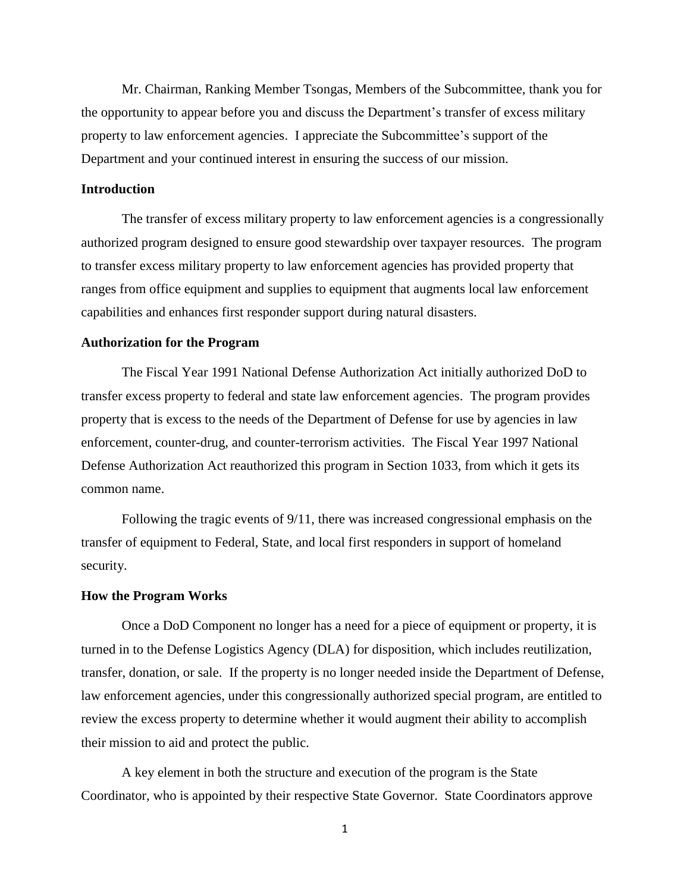Mr. Chairman, Ranking Member Tsongas, Members of the Subcommittee, thank you for the opportunity to appear before you and discuss the Department's transfer of excess military property to law enforcement agencies. I appreciate the Subcommittee's support of the Department and your continued interest in ensuring the success of our mission.

**Introduction**

The transfer of excess military property to law enforcement agencies is a congressionally authorized program designed to ensure good stewardship over taxpayer resources. The program to transfer excess military property to law enforcement agencies has provided property that ranges from office equipment and supplies to equipment that augments local law enforcement capabilities and enhances first responder support during natural disasters.

**Authorization for the Program**

The Fiscal Year 1991 National Defense Authorization Act initially authorized DoD to transfer excess property to federal and state law enforcement agencies. The program provides property that is excess to the needs of the Department of Defense for use by agencies in law enforcement, counter-drug, and counter-terrorism activities. The Fiscal Year 1997 National Defense Authorization Act reauthorized this program in Section 1033, from which it gets its common name.

Following the tragic events of 9/11, there was increased congressional emphasis on the transfer of equipment to Federal, State, and local first responders in support of homeland security.

**How the Program Works**

Once a DoD Component no longer has a need for a piece of equipment or property, it is turned in to the Defense Logistics Agency (DLA) for disposition, which includes reutilization, transfer, donation, or sale. If the property is no longer needed inside the Department of Defense, law enforcement agencies, under this congressionally authorized special program, are entitled to review the excess property to determine whether it would augment their ability to accomplish their mission to aid and protect the public.

A key element in both the structure and execution of the program is the State Coordinator, who is appointed by their respective State Governor. State Coordinators approve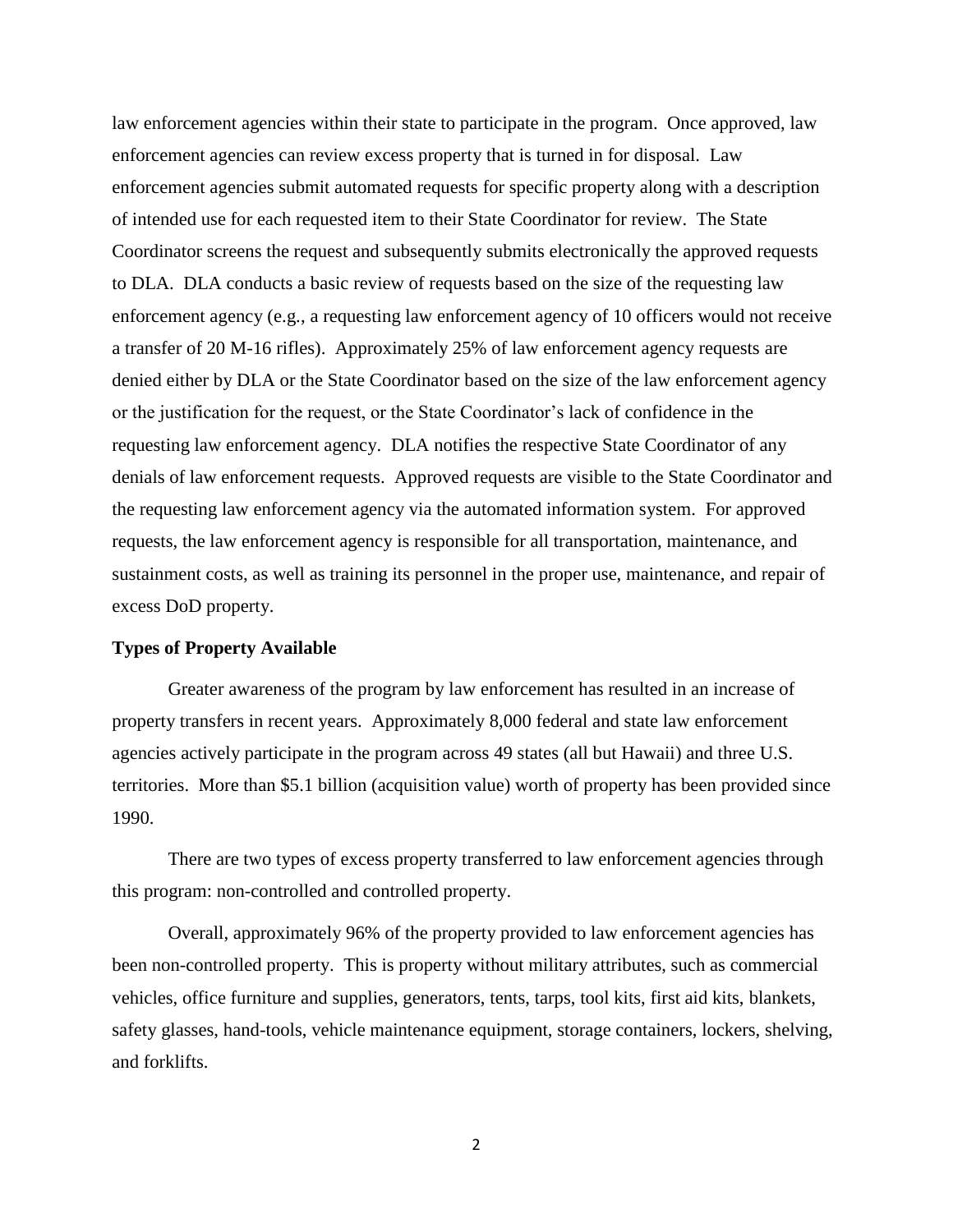law enforcement agencies within their state to participate in the program. Once approved, law enforcement agencies can review excess property that is turned in for disposal. Law enforcement agencies submit automated requests for specific property along with a description of intended use for each requested item to their State Coordinator for review. The State Coordinator screens the request and subsequently submits electronically the approved requests to DLA. DLA conducts a basic review of requests based on the size of the requesting law enforcement agency (e.g., a requesting law enforcement agency of 10 officers would not receive a transfer of 20 M-16 rifles). Approximately 25% of law enforcement agency requests are denied either by DLA or the State Coordinator based on the size of the law enforcement agency or the justification for the request, or the State Coordinator's lack of confidence in the requesting law enforcement agency. DLA notifies the respective State Coordinator of any denials of law enforcement requests. Approved requests are visible to the State Coordinator and the requesting law enforcement agency via the automated information system. For approved requests, the law enforcement agency is responsible for all transportation, maintenance, and sustainment costs, as well as training its personnel in the proper use, maintenance, and repair of excess DoD property.

**Types of Property Available**

Greater awareness of the program by law enforcement has resulted in an increase of property transfers in recent years. Approximately 8,000 federal and state law enforcement agencies actively participate in the program across 49 states (all but Hawaii) and three U.S. territories. More than $5.1 billion (acquisition value) worth of property has been provided since 1990.

There are two types of excess property transferred to law enforcement agencies through this program: non-controlled and controlled property.

Overall, approximately 96% of the property provided to law enforcement agencies has been non-controlled property. This is property without military attributes, such as commercial vehicles, office furniture and supplies, generators, tents, tarps, tool kits, first aid kits, blankets, safety glasses, hand-tools, vehicle maintenance equipment, storage containers, lockers, shelving, and forklifts.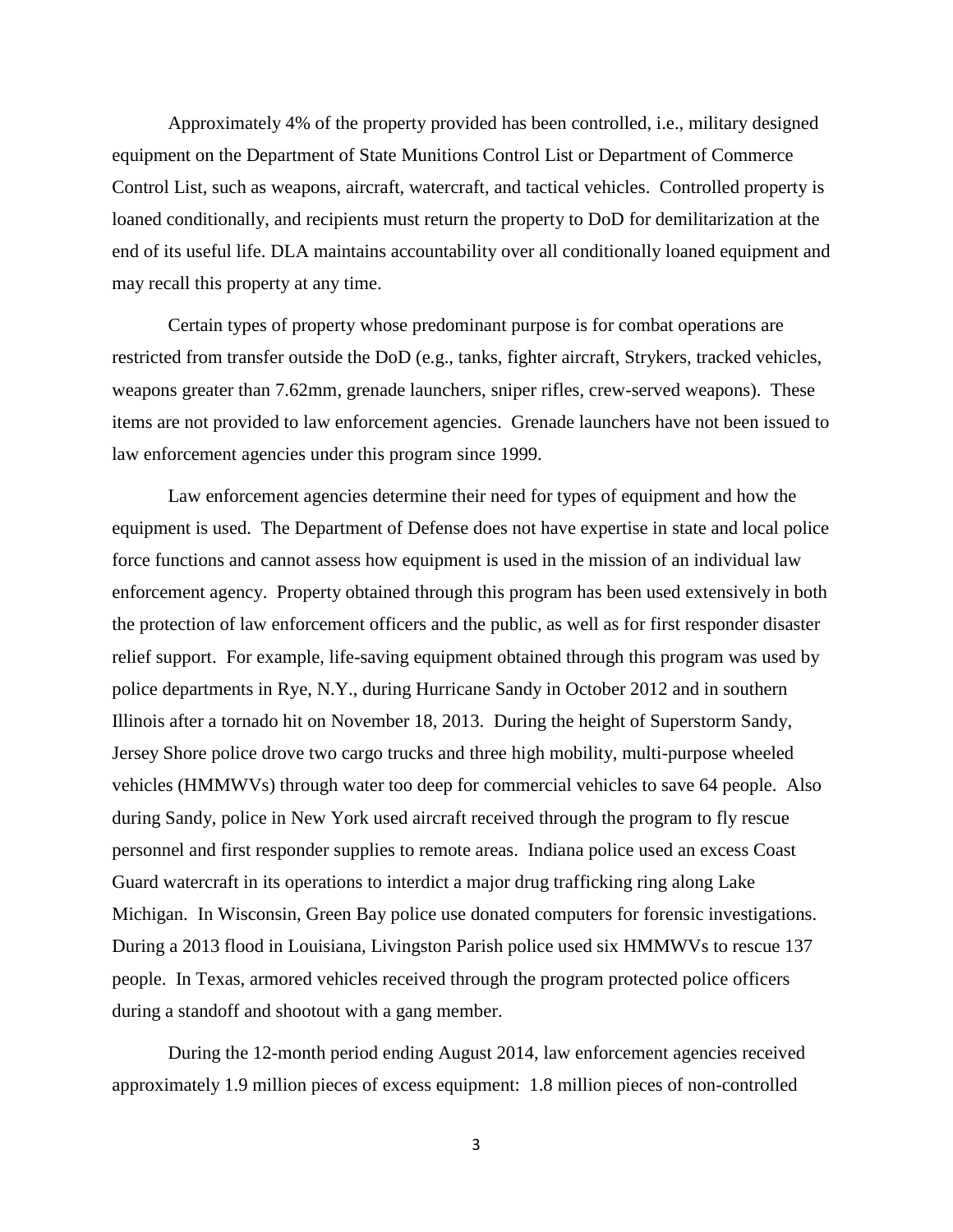Approximately 4% of the property provided has been controlled, i.e., military designed equipment on the Department of State Munitions Control List or Department of Commerce Control List, such as weapons, aircraft, watercraft, and tactical vehicles. Controlled property is loaned conditionally, and recipients must return the property to DoD for demilitarization at the end of its useful life. DLA maintains accountability over all conditionally loaned equipment and may recall this property at any time.

Certain types of property whose predominant purpose is for combat operations are restricted from transfer outside the DoD (e.g., tanks, fighter aircraft, Strykers, tracked vehicles, weapons greater than 7.62mm, grenade launchers, sniper rifles, crew-served weapons). These items are not provided to law enforcement agencies. Grenade launchers have not been issued to law enforcement agencies under this program since 1999.

Law enforcement agencies determine their need for types of equipment and how the equipment is used. The Department of Defense does not have expertise in state and local police force functions and cannot assess how equipment is used in the mission of an individual law enforcement agency. Property obtained through this program has been used extensively in both the protection of law enforcement officers and the public, as well as for first responder disaster relief support. For example, life-saving equipment obtained through this program was used by police departments in Rye, N.Y., during Hurricane Sandy in October 2012 and in southern Illinois after a tornado hit on November 18, 2013. During the height of Superstorm Sandy, Jersey Shore police drove two cargo trucks and three high mobility, multi-purpose wheeled vehicles (HMMWVs) through water too deep for commercial vehicles to save 64 people. Also during Sandy, police in New York used aircraft received through the program to fly rescue personnel and first responder supplies to remote areas. Indiana police used an excess Coast Guard watercraft in its operations to interdict a major drug trafficking ring along Lake Michigan. In Wisconsin, Green Bay police use donated computers for forensic investigations. During a 2013 flood in Louisiana, Livingston Parish police used six HMMWVs to rescue 137 people. In Texas, armored vehicles received through the program protected police officers during a standoff and shootout with a gang member.

During the 12-month period ending August 2014, law enforcement agencies received approximately 1.9 million pieces of excess equipment: 1.8 million pieces of non-controlled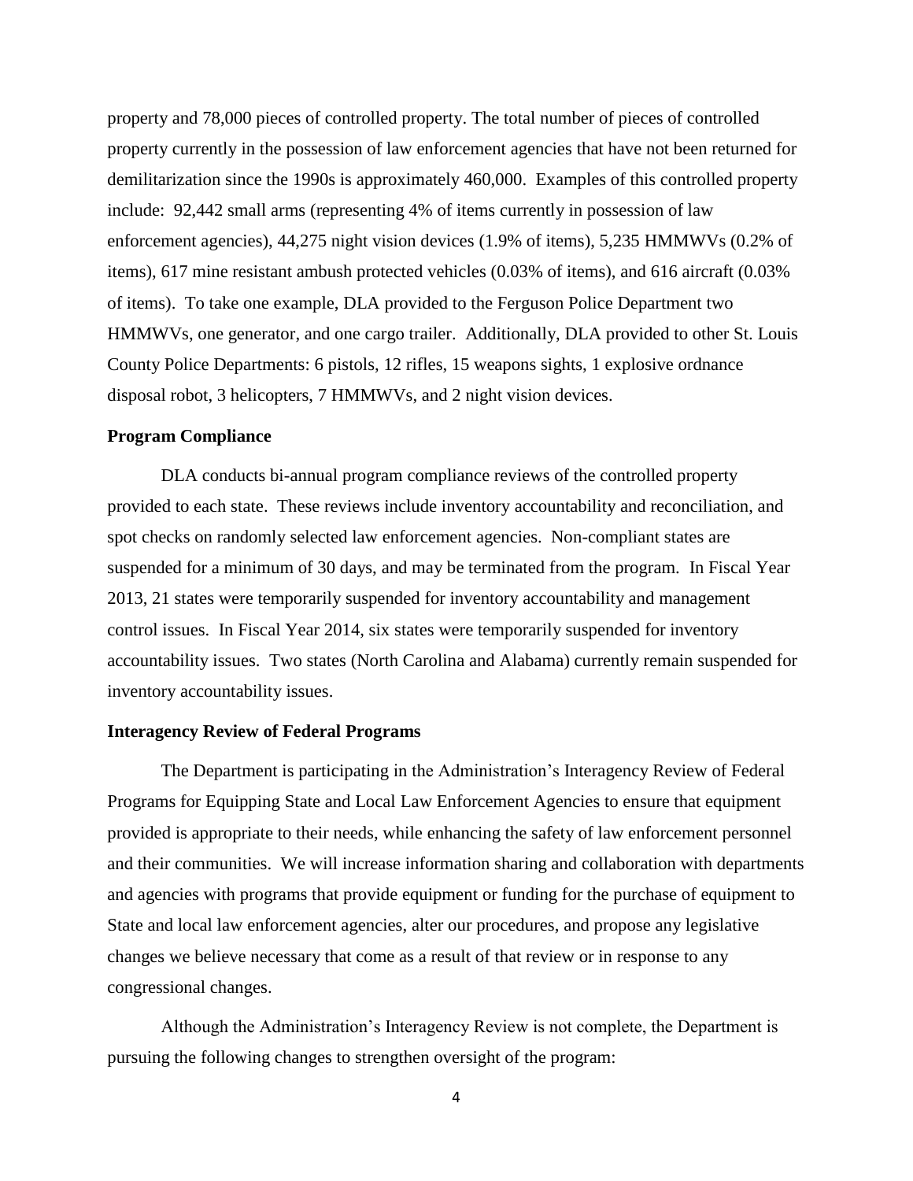property and 78,000 pieces of controlled property. The total number of pieces of controlled property currently in the possession of law enforcement agencies that have not been returned for demilitarization since the 1990s is approximately 460,000. Examples of this controlled property include: 92,442 small arms (representing 4% of items currently in possession of law enforcement agencies), 44,275 night vision devices (1.9% of items), 5,235 HMMWVs (0.2% of items), 617 mine resistant ambush protected vehicles (0.03% of items), and 616 aircraft (0.03% of items). To take one example, DLA provided to the Ferguson Police Department two HMMWVs, one generator, and one cargo trailer. Additionally, DLA provided to other St. Louis County Police Departments: 6 pistols, 12 rifles, 15 weapons sights, 1 explosive ordnance disposal robot, 3 helicopters, 7 HMMWVs, and 2 night vision devices.

**Program Compliance**

DLA conducts bi-annual program compliance reviews of the controlled property provided to each state. These reviews include inventory accountability and reconciliation, and spot checks on randomly selected law enforcement agencies. Non-compliant states are suspended for a minimum of 30 days, and may be terminated from the program. In Fiscal Year 2013, 21 states were temporarily suspended for inventory accountability and management control issues. In Fiscal Year 2014, six states were temporarily suspended for inventory accountability issues. Two states (North Carolina and Alabama) currently remain suspended for inventory accountability issues.

**Interagency Review of Federal Programs**

The Department is participating in the Administration's Interagency Review of Federal Programs for Equipping State and Local Law Enforcement Agencies to ensure that equipment provided is appropriate to their needs, while enhancing the safety of law enforcement personnel and their communities. We will increase information sharing and collaboration with departments and agencies with programs that provide equipment or funding for the purchase of equipment to State and local law enforcement agencies, alter our procedures, and propose any legislative changes we believe necessary that come as a result of that review or in response to any congressional changes.

Although the Administration's Interagency Review is not complete, the Department is pursuing the following changes to strengthen oversight of the program: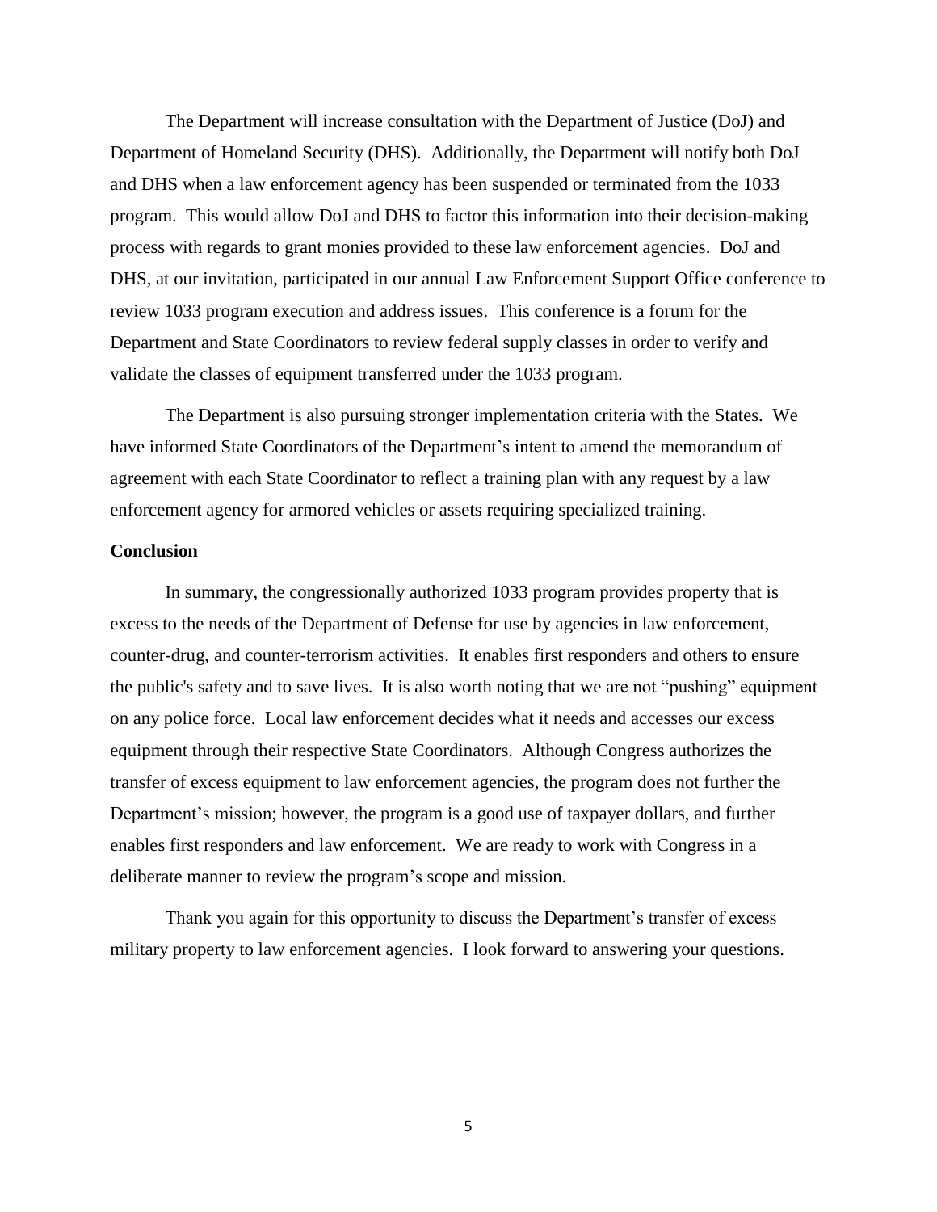The Department will increase consultation with the Department of Justice (DoJ) and Department of Homeland Security (DHS). Additionally, the Department will notify both DoJ and DHS when a law enforcement agency has been suspended or terminated from the 1033 program. This would allow DoJ and DHS to factor this information into their decision-making process with regards to grant monies provided to these law enforcement agencies. DoJ and DHS, at our invitation, participated in our annual Law Enforcement Support Office conference to review 1033 program execution and address issues. This conference is a forum for the Department and State Coordinators to review federal supply classes in order to verify and validate the classes of equipment transferred under the 1033 program.

The Department is also pursuing stronger implementation criteria with the States. We have informed State Coordinators of the Department's intent to amend the memorandum of agreement with each State Coordinator to reflect a training plan with any request by a law enforcement agency for armored vehicles or assets requiring specialized training.

**Conclusion**

In summary, the congressionally authorized 1033 program provides property that is excess to the needs of the Department of Defense for use by agencies in law enforcement, counter-drug, and counter-terrorism activities. It enables first responders and others to ensure the public's safety and to save lives. It is also worth noting that we are not "pushing" equipment on any police force. Local law enforcement decides what it needs and accesses our excess equipment through their respective State Coordinators. Although Congress authorizes the transfer of excess equipment to law enforcement agencies, the program does not further the Department's mission; however, the program is a good use of taxpayer dollars, and further enables first responders and law enforcement. We are ready to work with Congress in a deliberate manner to review the program's scope and mission.

Thank you again for this opportunity to discuss the Department's transfer of excess military property to law enforcement agencies. I look forward to answering your questions.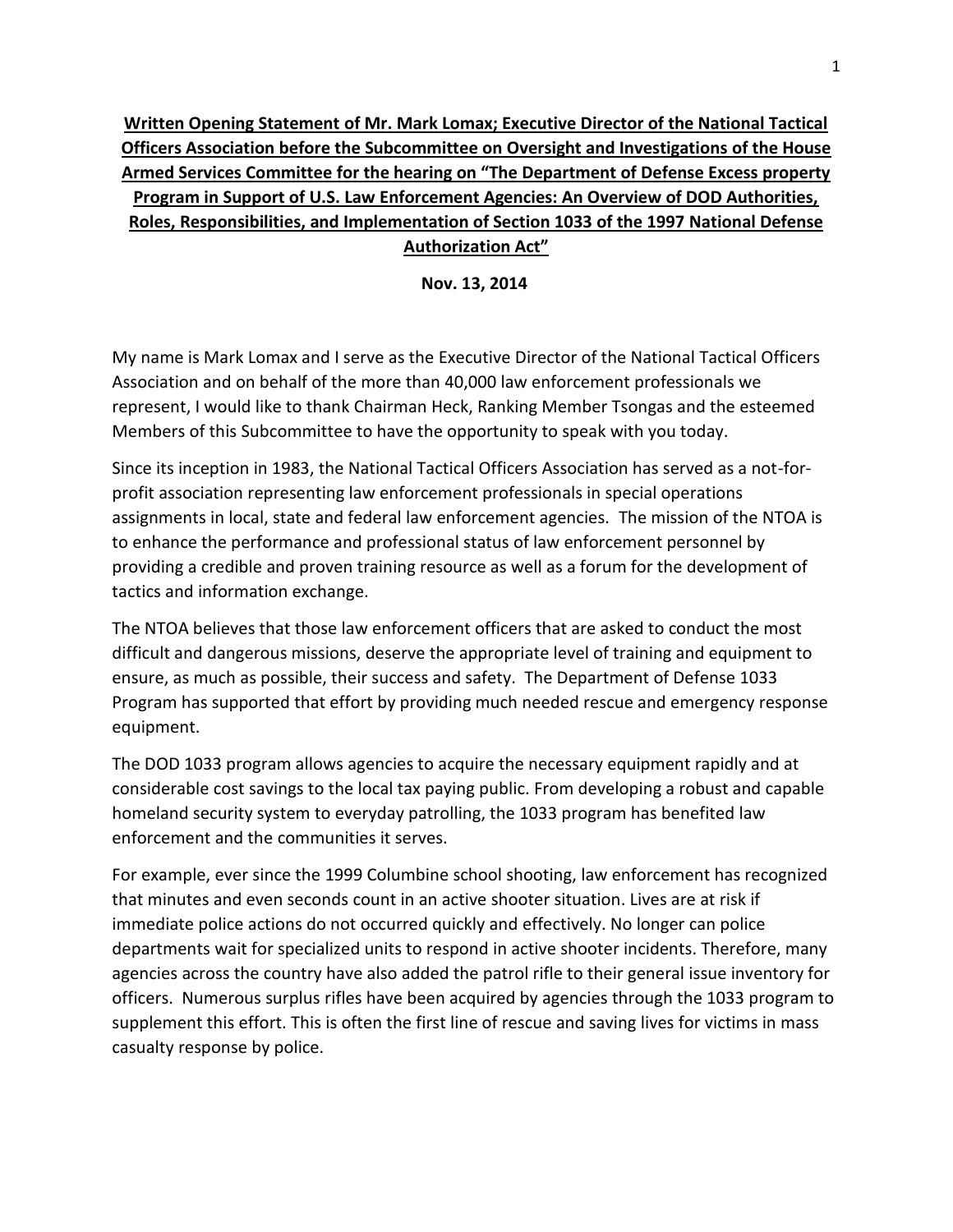**Written Opening Statement of Mr. Mark Lomax; Executive Director of the National Tactical Officers Association before the Subcommittee on Oversight and Investigations of the House Armed Services Committee for the hearing on "The Department of Defense Excess property Program in Support of U.S. Law Enforcement Agencies: An Overview of DOD Authorities, Roles, Responsibilities, and Implementation of Section 1033 of the 1997 National Defense Authorization Act"**

**Nov. 13, 2014**

My name is Mark Lomax and I serve as the Executive Director of the National Tactical Officers Association and on behalf of the more than 40,000 law enforcement professionals we represent, I would like to thank Chairman Heck, Ranking Member Tsongas and the esteemed Members of this Subcommittee to have the opportunity to speak with you today.

Since its inception in 1983, the National Tactical Officers Association has served as a not-for-profit association representing law enforcement professionals in special operations assignments in local, state and federal law enforcement agencies. The mission of the NTOA is to enhance the performance and professional status of law enforcement personnel by providing a credible and proven training resource as well as a forum for the development of tactics and information exchange.

The NTOA believes that those law enforcement officers that are asked to conduct the most difficult and dangerous missions, deserve the appropriate level of training and equipment to ensure, as much as possible, their success and safety. The Department of Defense 1033 Program has supported that effort by providing much needed rescue and emergency response equipment.

The DOD 1033 program allows agencies to acquire the necessary equipment rapidly and at considerable cost savings to the local tax paying public. From developing a robust and capable homeland security system to everyday patrolling, the 1033 program has benefited law enforcement and the communities it serves.

For example, ever since the 1999 Columbine school shooting, law enforcement has recognized that minutes and even seconds count in an active shooter situation. Lives are at risk if immediate police actions do not occurred quickly and effectively. No longer can police departments wait for specialized units to respond in active shooter incidents. Therefore, many agencies across the country have also added the patrol rifle to their general issue inventory for officers. Numerous surplus rifles have been acquired by agencies through the 1033 program to supplement this effort. This is often the first line of rescue and saving lives for victims in mass casualty response by police.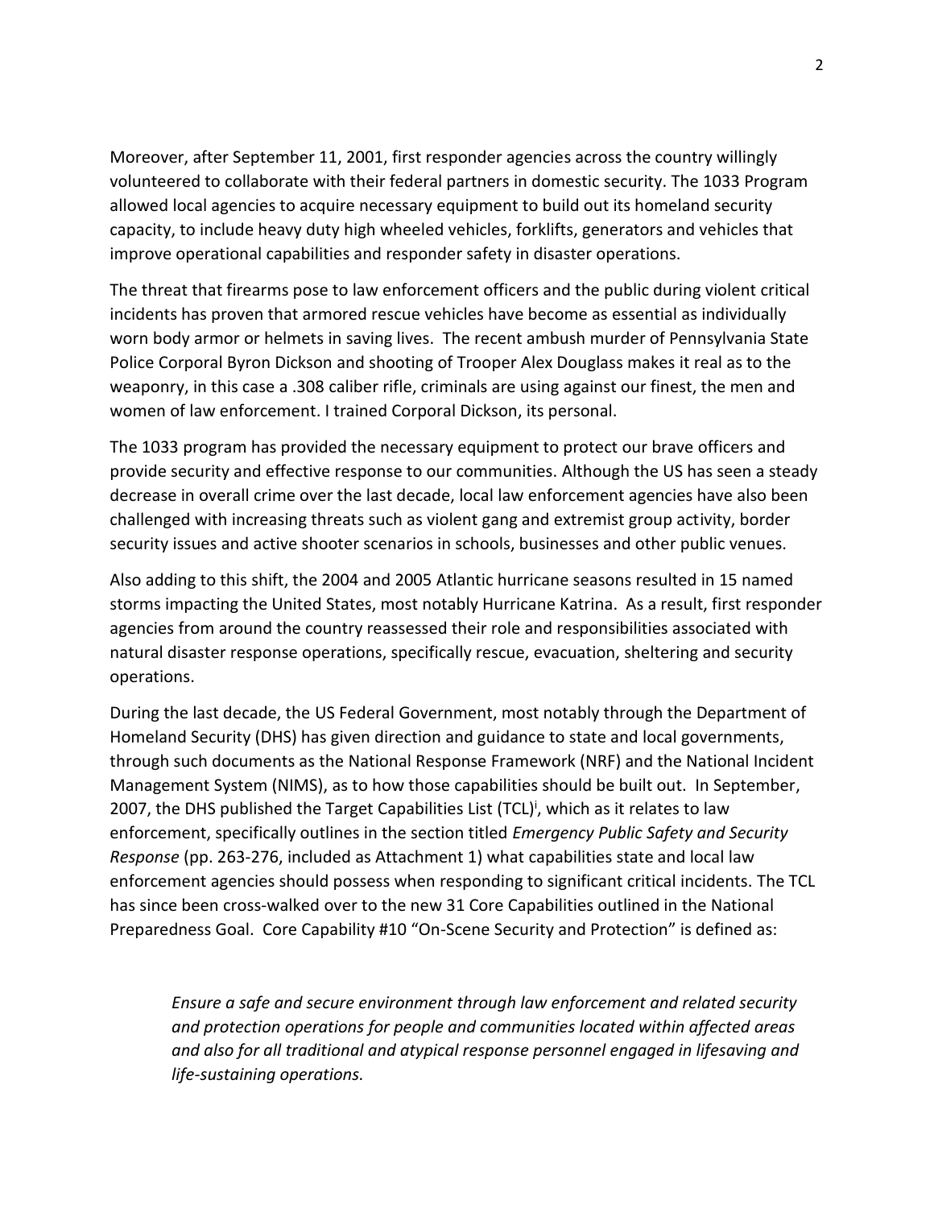Moreover, after September 11, 2001, first responder agencies across the country willingly volunteered to collaborate with their federal partners in domestic security. The 1033 Program allowed local agencies to acquire necessary equipment to build out its homeland security capacity, to include heavy duty high wheeled vehicles, forklifts, generators and vehicles that improve operational capabilities and responder safety in disaster operations.

The threat that firearms pose to law enforcement officers and the public during violent critical incidents has proven that armored rescue vehicles have become as essential as individually worn body armor or helmets in saving lives. The recent ambush murder of Pennsylvania State Police Corporal Byron Dickson and shooting of Trooper Alex Douglass makes it real as to the weaponry, in this case a .308 caliber rifle, criminals are using against our finest, the men and women of law enforcement. I trained Corporal Dickson, its personal.

The 1033 program has provided the necessary equipment to protect our brave officers and provide security and effective response to our communities. Although the US has seen a steady decrease in overall crime over the last decade, local law enforcement agencies have also been challenged with increasing threats such as violent gang and extremist group activity, border security issues and active shooter scenarios in schools, businesses and other public venues.

Also adding to this shift, the 2004 and 2005 Atlantic hurricane seasons resulted in 15 named storms impacting the United States, most notably Hurricane Katrina. As a result, first responder agencies from around the country reassessed their role and responsibilities associated with natural disaster response operations, specifically rescue, evacuation, sheltering and security operations.

During the last decade, the US Federal Government, most notably through the Department of Homeland Security (DHS) has given direction and guidance to state and local governments, through such documents as the National Response Framework (NRF) and the National Incident Management System (NIMS), as to how those capabilities should be built out. In September, 2007, the DHS published the Target Capabilities List (TCL)[i], which as it relates to law enforcement, specifically outlines in the section titled *Emergency Public Safety and Security Response* (pp. 263-276, included as Attachment 1) what capabilities state and local law enforcement agencies should possess when responding to significant critical incidents. The TCL has since been cross-walked over to the new 31 Core Capabilities outlined in the National Preparedness Goal. Core Capability #10 "On-Scene Security and Protection" is defined as:

> *Ensure a safe and secure environment through law enforcement and related security and protection operations for people and communities located within affected areas and also for all traditional and atypical response personnel engaged in lifesaving and life-sustaining operations.*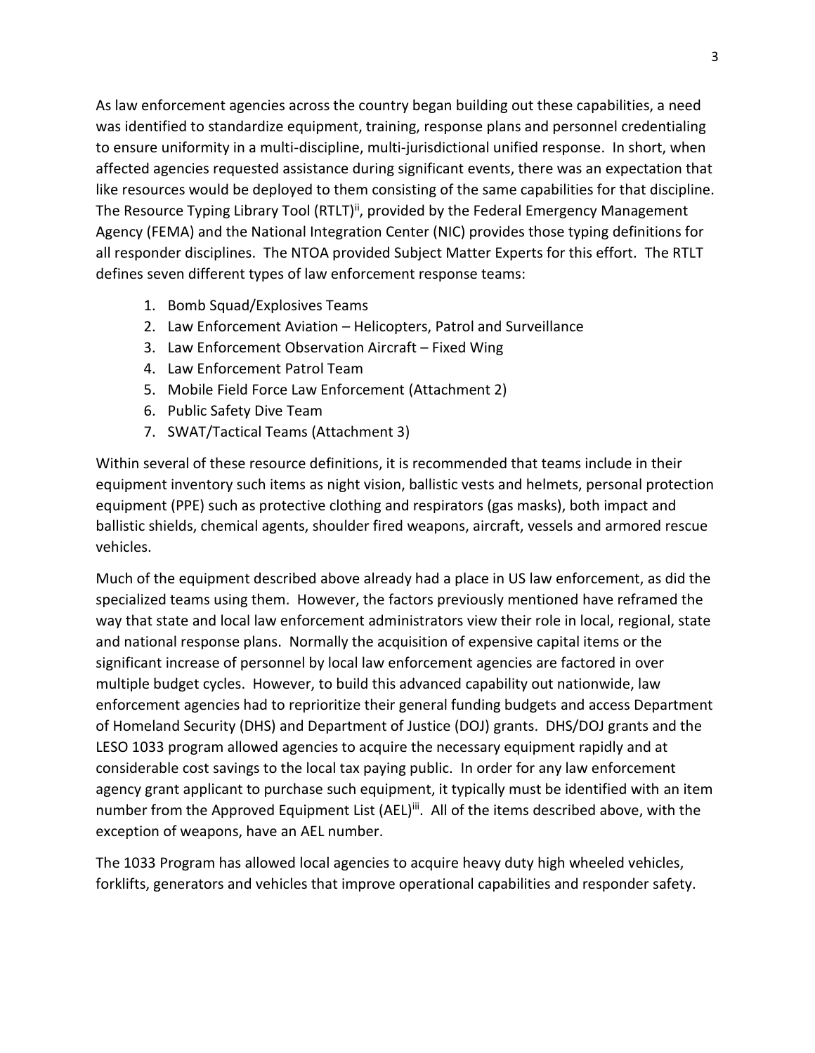As law enforcement agencies across the country began building out these capabilities, a need was identified to standardize equipment, training, response plans and personnel credentialing to ensure uniformity in a multi-discipline, multi-jurisdictional unified response. In short, when affected agencies requested assistance during significant events, there was an expectation that like resources would be deployed to them consisting of the same capabilities for that discipline. The Resource Typing Library Tool (RTLT)[ii], provided by the Federal Emergency Management Agency (FEMA) and the National Integration Center (NIC) provides those typing definitions for all responder disciplines. The NTOA provided Subject Matter Experts for this effort. The RTLT defines seven different types of law enforcement response teams:

1. Bomb Squad/Explosives Teams
2. Law Enforcement Aviation – Helicopters, Patrol and Surveillance
3. Law Enforcement Observation Aircraft – Fixed Wing
4. Law Enforcement Patrol Team
5. Mobile Field Force Law Enforcement (Attachment 2)
6. Public Safety Dive Team
7. SWAT/Tactical Teams (Attachment 3)

Within several of these resource definitions, it is recommended that teams include in their equipment inventory such items as night vision, ballistic vests and helmets, personal protection equipment (PPE) such as protective clothing and respirators (gas masks), both impact and ballistic shields, chemical agents, shoulder fired weapons, aircraft, vessels and armored rescue vehicles.

Much of the equipment described above already had a place in US law enforcement, as did the specialized teams using them. However, the factors previously mentioned have reframed the way that state and local law enforcement administrators view their role in local, regional, state and national response plans. Normally the acquisition of expensive capital items or the significant increase of personnel by local law enforcement agencies are factored in over multiple budget cycles. However, to build this advanced capability out nationwide, law enforcement agencies had to reprioritize their general funding budgets and access Department of Homeland Security (DHS) and Department of Justice (DOJ) grants. DHS/DOJ grants and the LESO 1033 program allowed agencies to acquire the necessary equipment rapidly and at considerable cost savings to the local tax paying public. In order for any law enforcement agency grant applicant to purchase such equipment, it typically must be identified with an item number from the Approved Equipment List (AEL)[iii]. All of the items described above, with the exception of weapons, have an AEL number.

The 1033 Program has allowed local agencies to acquire heavy duty high wheeled vehicles, forklifts, generators and vehicles that improve operational capabilities and responder safety.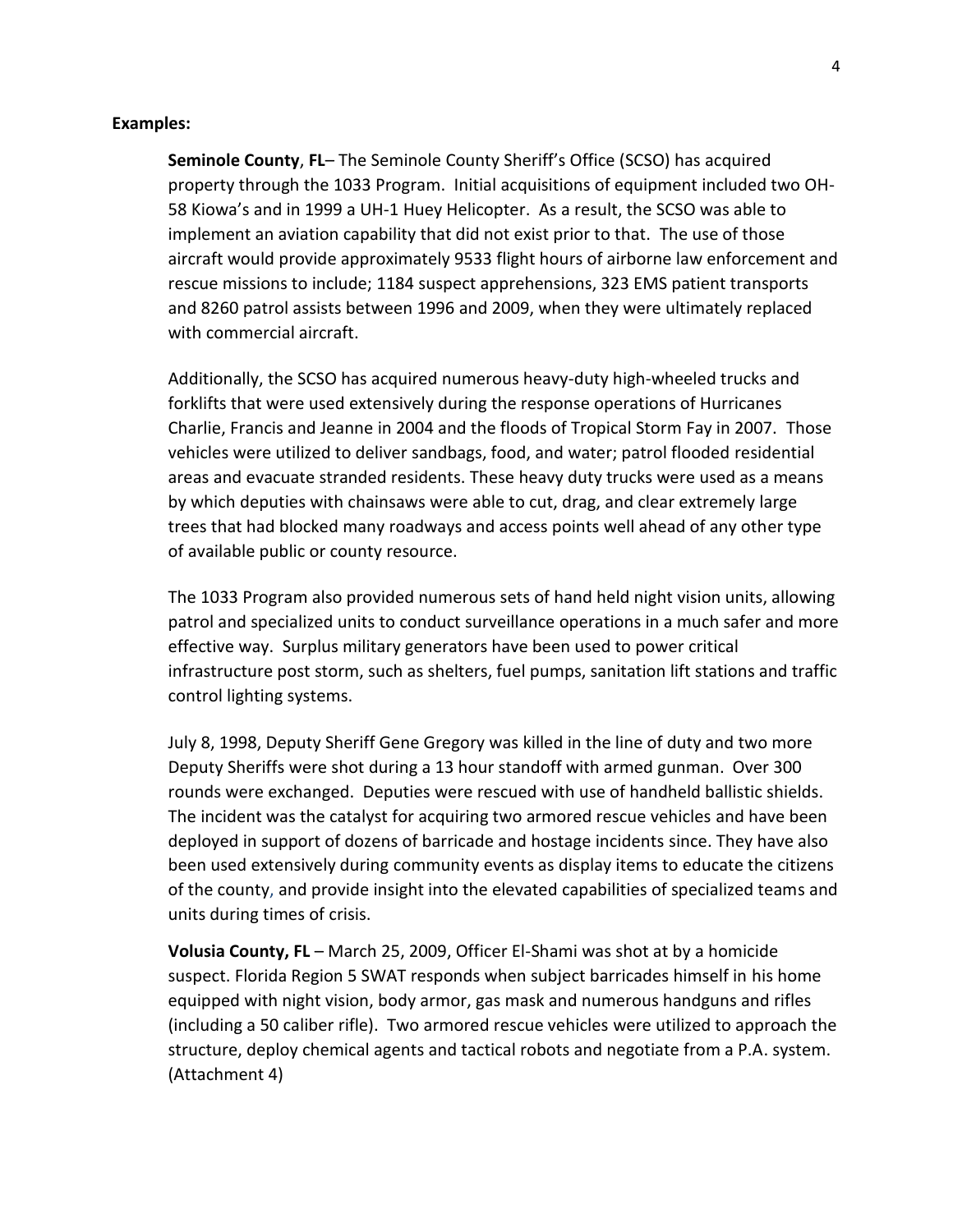**Examples:**

**Seminole County**, **FL**– The Seminole County Sheriff's Office (SCSO) has acquired property through the 1033 Program. Initial acquisitions of equipment included two OH-58 Kiowa's and in 1999 a UH-1 Huey Helicopter. As a result, the SCSO was able to implement an aviation capability that did not exist prior to that. The use of those aircraft would provide approximately 9533 flight hours of airborne law enforcement and rescue missions to include; 1184 suspect apprehensions, 323 EMS patient transports and 8260 patrol assists between 1996 and 2009, when they were ultimately replaced with commercial aircraft.

Additionally, the SCSO has acquired numerous heavy-duty high-wheeled trucks and forklifts that were used extensively during the response operations of Hurricanes Charlie, Francis and Jeanne in 2004 and the floods of Tropical Storm Fay in 2007. Those vehicles were utilized to deliver sandbags, food, and water; patrol flooded residential areas and evacuate stranded residents. These heavy duty trucks were used as a means by which deputies with chainsaws were able to cut, drag, and clear extremely large trees that had blocked many roadways and access points well ahead of any other type of available public or county resource.

The 1033 Program also provided numerous sets of hand held night vision units, allowing patrol and specialized units to conduct surveillance operations in a much safer and more effective way. Surplus military generators have been used to power critical infrastructure post storm, such as shelters, fuel pumps, sanitation lift stations and traffic control lighting systems.

July 8, 1998, Deputy Sheriff Gene Gregory was killed in the line of duty and two more Deputy Sheriffs were shot during a 13 hour standoff with armed gunman. Over 300 rounds were exchanged. Deputies were rescued with use of handheld ballistic shields. The incident was the catalyst for acquiring two armored rescue vehicles and have been deployed in support of dozens of barricade and hostage incidents since. They have also been used extensively during community events as display items to educate the citizens of the county, and provide insight into the elevated capabilities of specialized teams and units during times of crisis.

**Volusia County, FL** – March 25, 2009, Officer El-Shami was shot at by a homicide suspect. Florida Region 5 SWAT responds when subject barricades himself in his home equipped with night vision, body armor, gas mask and numerous handguns and rifles (including a 50 caliber rifle). Two armored rescue vehicles were utilized to approach the structure, deploy chemical agents and tactical robots and negotiate from a P.A. system. (Attachment 4)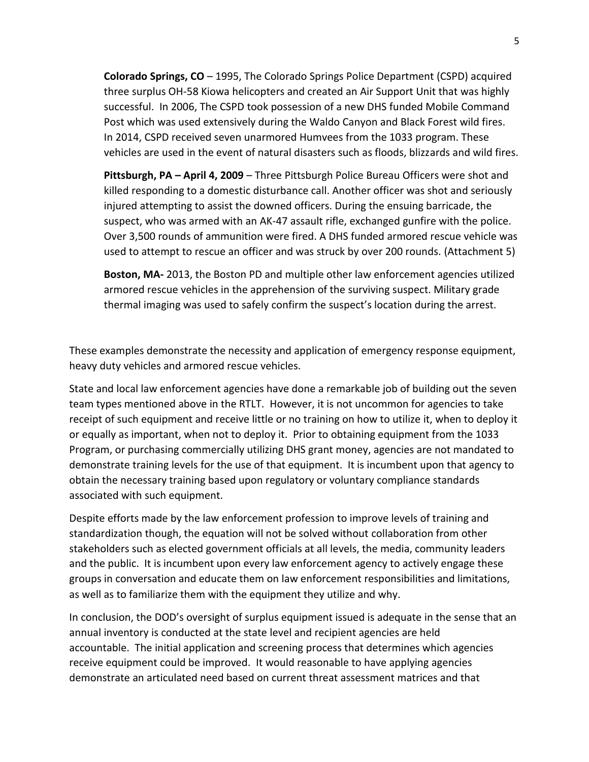**Colorado Springs, CO** – 1995, The Colorado Springs Police Department (CSPD) acquired three surplus OH-58 Kiowa helicopters and created an Air Support Unit that was highly successful. In 2006, The CSPD took possession of a new DHS funded Mobile Command Post which was used extensively during the Waldo Canyon and Black Forest wild fires. In 2014, CSPD received seven unarmored Humvees from the 1033 program. These vehicles are used in the event of natural disasters such as floods, blizzards and wild fires.

**Pittsburgh, PA – April 4, 2009** – Three Pittsburgh Police Bureau Officers were shot and killed responding to a domestic disturbance call. Another officer was shot and seriously injured attempting to assist the downed officers. During the ensuing barricade, the suspect, who was armed with an AK-47 assault rifle, exchanged gunfire with the police. Over 3,500 rounds of ammunition were fired. A DHS funded armored rescue vehicle was used to attempt to rescue an officer and was struck by over 200 rounds. (Attachment 5)

**Boston, MA-** 2013, the Boston PD and multiple other law enforcement agencies utilized armored rescue vehicles in the apprehension of the surviving suspect. Military grade thermal imaging was used to safely confirm the suspect's location during the arrest.

These examples demonstrate the necessity and application of emergency response equipment, heavy duty vehicles and armored rescue vehicles.

State and local law enforcement agencies have done a remarkable job of building out the seven team types mentioned above in the RTLT. However, it is not uncommon for agencies to take receipt of such equipment and receive little or no training on how to utilize it, when to deploy it or equally as important, when not to deploy it. Prior to obtaining equipment from the 1033 Program, or purchasing commercially utilizing DHS grant money, agencies are not mandated to demonstrate training levels for the use of that equipment. It is incumbent upon that agency to obtain the necessary training based upon regulatory or voluntary compliance standards associated with such equipment.

Despite efforts made by the law enforcement profession to improve levels of training and standardization though, the equation will not be solved without collaboration from other stakeholders such as elected government officials at all levels, the media, community leaders and the public. It is incumbent upon every law enforcement agency to actively engage these groups in conversation and educate them on law enforcement responsibilities and limitations, as well as to familiarize them with the equipment they utilize and why.

In conclusion, the DOD's oversight of surplus equipment issued is adequate in the sense that an annual inventory is conducted at the state level and recipient agencies are held accountable. The initial application and screening process that determines which agencies receive equipment could be improved. It would reasonable to have applying agencies demonstrate an articulated need based on current threat assessment matrices and that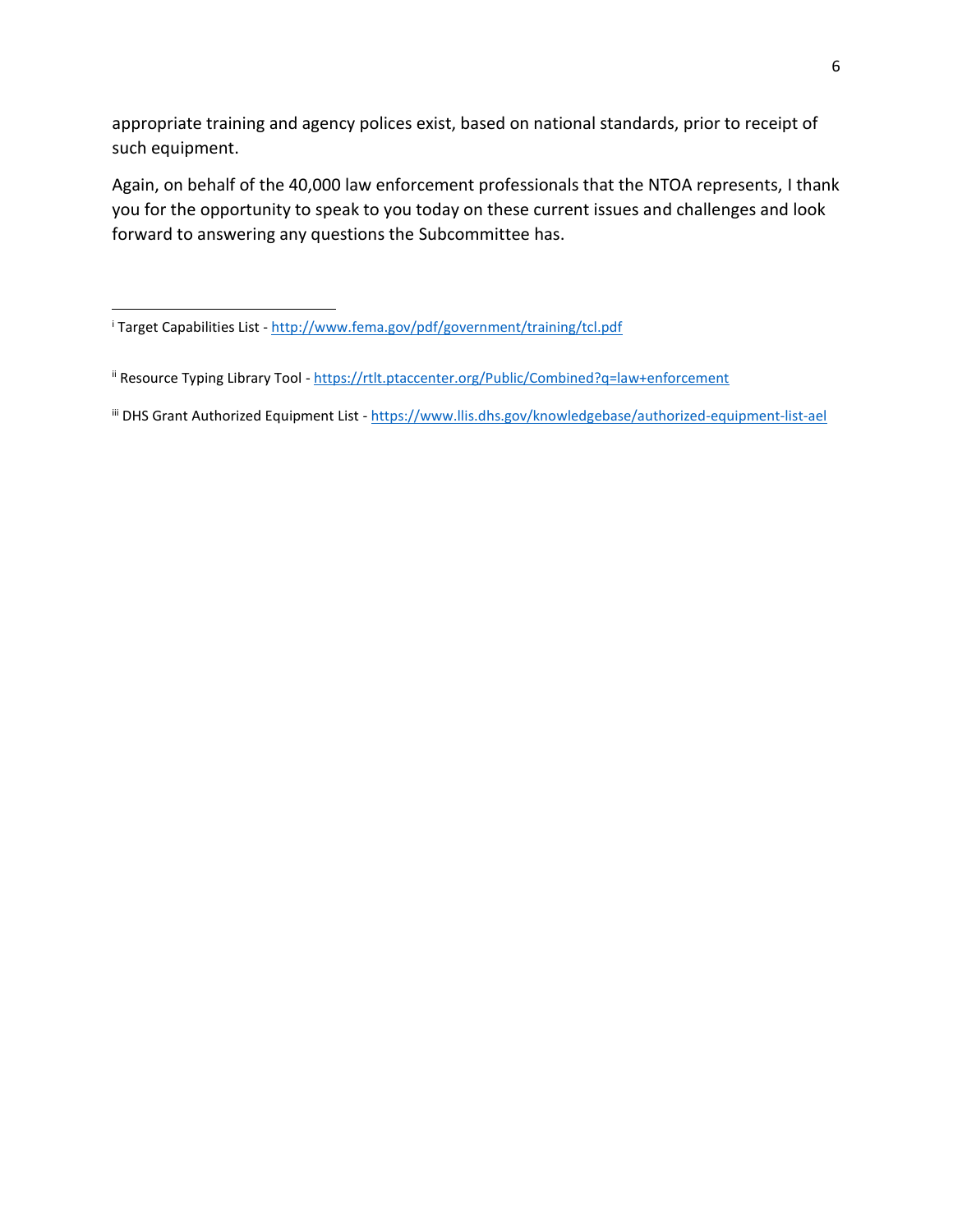appropriate training and agency polices exist, based on national standards, prior to receipt of such equipment.

Again, on behalf of the 40,000 law enforcement professionals that the NTOA represents, I thank you for the opportunity to speak to you today on these current issues and challenges and look forward to answering any questions the Subcommittee has.

---

[i] Target Capabilities List - http://www.fema.gov/pdf/government/training/tcl.pdf

[ii] Resource Typing Library Tool - https://rtlt.ptaccenter.org/Public/Combined?q=law+enforcement

[iii] DHS Grant Authorized Equipment List - https://www.llis.dhs.gov/knowledgebase/authorized-equipment-list-ael